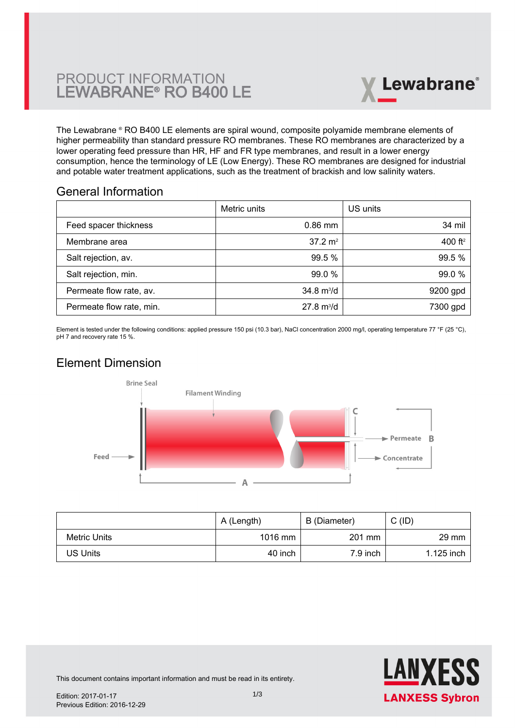# PRODUCT INFORMATION
# LEWABRANE® RO B400 LE

The Lewabrane ® RO B400 LE elements are spiral wound, composite polyamide membrane elements of higher permeability than standard pressure RO membranes. These RO membranes are characterized by a lower operating feed pressure than HR, HF and FR type membranes, and result in a lower energy consumption, hence the terminology of LE (Low Energy). These RO membranes are designed for industrial and potable water treatment applications, such as the treatment of brackish and low salinity waters.

## General Information

| | Metric units | US units |
|---|---|---|
| Feed spacer thickness | 0.86 mm | 34 mil |
| Membrane area | 37.2 $m^2$ | 400 $ft^2$ |
| Salt rejection, av. | 99.5 % | 99.5 % |
| Salt rejection, min. | 99.0 % | 99.0 % |
| Permeate flow rate, av. | 34.8 $m^3/d$ | 9200 gpd |
| Permeate flow rate, min. | 27.8 $m^3/d$ | 7300 gpd |

Element is tested under the following conditions: applied pressure 150 psi (10.3 bar), NaCl concentration 2000 mg/l, operating temperature 77 °F (25 °C), pH 7 and recovery rate 15 %.

## Element Dimension

| | A (Length) | B (Diameter) | C (ID) |
|---|---|---|---|
| Metric Units | 1016 mm | 201 mm | 29 mm |
| US Units | 40 inch | 7.9 inch | 1.125 inch |

This document contains important information and must be read in its entirety.

Edition: 2017-01-17
Previous Edition: 2016-12-29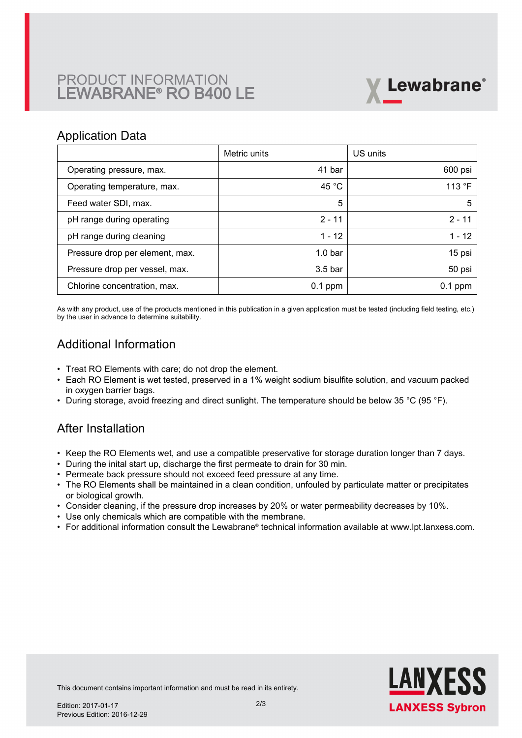# PRODUCT INFORMATION
# LEWABRANE® RO B400 LE

## Application Data

| | Metric units | US units |
|---|---|---|
| Operating pressure, max. | 41 bar | 600 psi |
| Operating temperature, max. | 45 °C | 113 °F |
| Feed water SDI, max. | 5 | 5 |
| pH range during operating | 2 - 11 | 2 - 11 |
| pH range during cleaning | 1 - 12 | 1 - 12 |
| Pressure drop per element, max. | 1.0 bar | 15 psi |
| Pressure drop per vessel, max. | 3.5 bar | 50 psi |
| Chlorine concentration, max. | 0.1 ppm | 0.1 ppm |

As with any product, use of the products mentioned in this publication in a given application must be tested (including field testing, etc.) by the user in advance to determine suitability.

## Additional Information

- Treat RO Elements with care; do not drop the element.
- Each RO Element is wet tested, preserved in a 1% weight sodium bisulfite solution, and vacuum packed in oxygen barrier bags.
- During storage, avoid freezing and direct sunlight. The temperature should be below 35 °C (95 °F).

## After Installation

- Keep the RO Elements wet, and use a compatible preservative for storage duration longer than 7 days.
- During the inital start up, discharge the first permeate to drain for 30 min.
- Permeate back pressure should not exceed feed pressure at any time.
- The RO Elements shall be maintained in a clean condition, unfouled by particulate matter or precipitates or biological growth.
- Consider cleaning, if the pressure drop increases by 20% or water permeability decreases by 10%.
- Use only chemicals which are compatible with the membrane.
- For additional information consult the Lewabrane® technical information available at www.lpt.lanxess.com.

This document contains important information and must be read in its entirety.

Edition: 2017-01-17
Previous Edition: 2016-12-29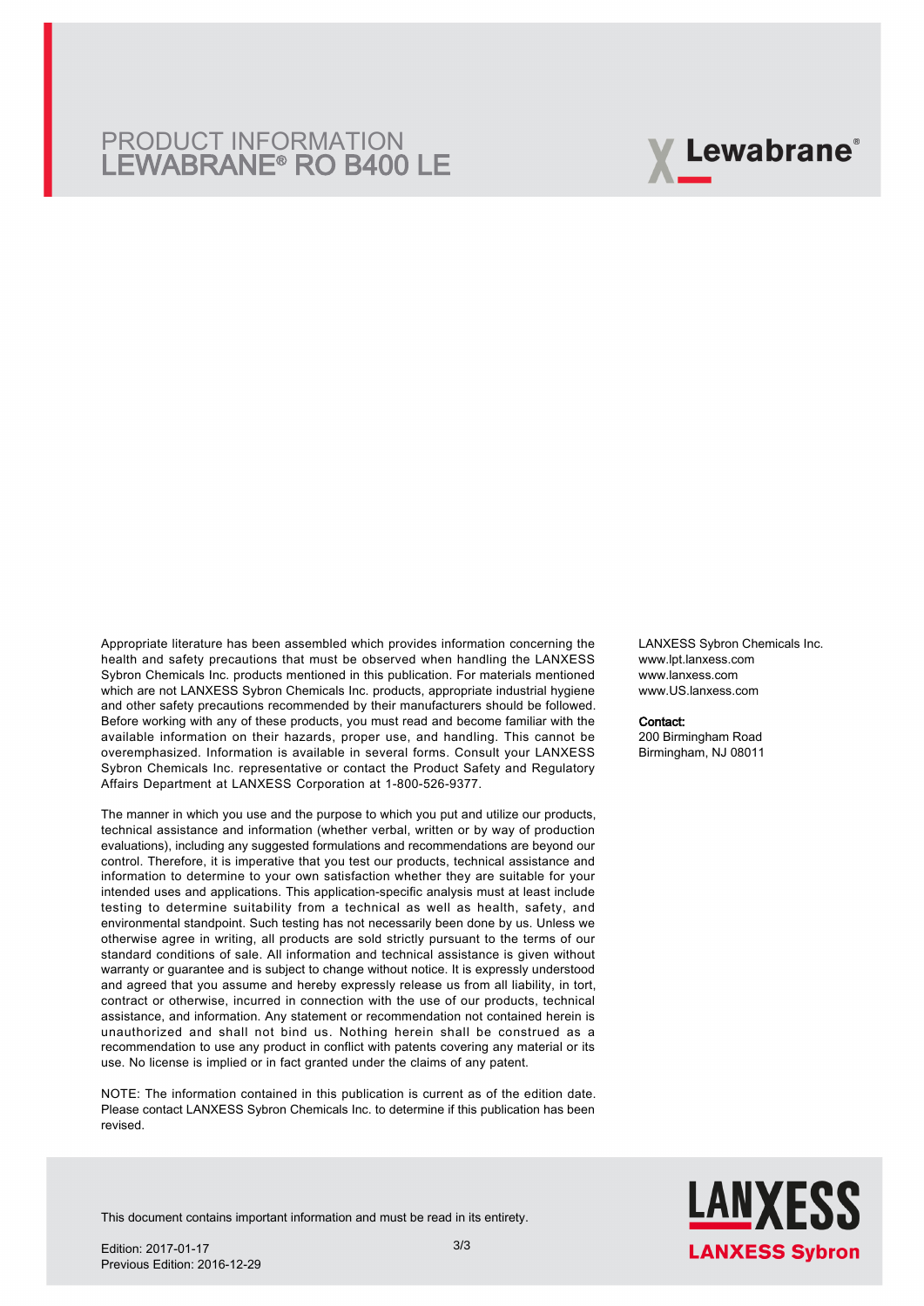Appropriate literature has been assembled which provides information concerning the health and safety precautions that must be observed when handling the LANXESS Sybron Chemicals Inc. products mentioned in this publication. For materials mentioned which are not LANXESS Sybron Chemicals Inc. products, appropriate industrial hygiene and other safety precautions recommended by their manufacturers should be followed. Before working with any of these products, you must read and become familiar with the available information on their hazards, proper use, and handling. This cannot be overemphasized. Information is available in several forms. Consult your LANXESS Sybron Chemicals Inc. representative or contact the Product Safety and Regulatory Affairs Department at LANXESS Corporation at 1-800-526-9377.

The manner in which you use and the purpose to which you put and utilize our products, technical assistance and information (whether verbal, written or by way of production evaluations), including any suggested formulations and recommendations are beyond our control. Therefore, it is imperative that you test our products, technical assistance and information to determine to your own satisfaction whether they are suitable for your intended uses and applications. This application-specific analysis must at least include testing to determine suitability from a technical as well as health, safety, and environmental standpoint. Such testing has not necessarily been done by us. Unless we otherwise agree in writing, all products are sold strictly pursuant to the terms of our standard conditions of sale. All information and technical assistance is given without warranty or guarantee and is subject to change without notice. It is expressly understood and agreed that you assume and hereby expressly release us from all liability, in tort, contract or otherwise, incurred in connection with the use of our products, technical assistance, and information. Any statement or recommendation not contained herein is unauthorized and shall not bind us. Nothing herein shall be construed as a recommendation to use any product in conflict with patents covering any material or its use. No license is implied or in fact granted under the claims of any patent.

NOTE: The information contained in this publication is current as of the edition date. Please contact LANXESS Sybron Chemicals Inc. to determine if this publication has been revised.

LANXESS Sybron Chemicals Inc.
www.lpt.lanxess.com
www.lanxess.com
www.US.lanxess.com

**Contact:**
200 Birmingham Road
Birmingham, NJ 08011

This document contains important information and must be read in its entirety.

Edition: 2017-01-17
Previous Edition: 2016-12-29